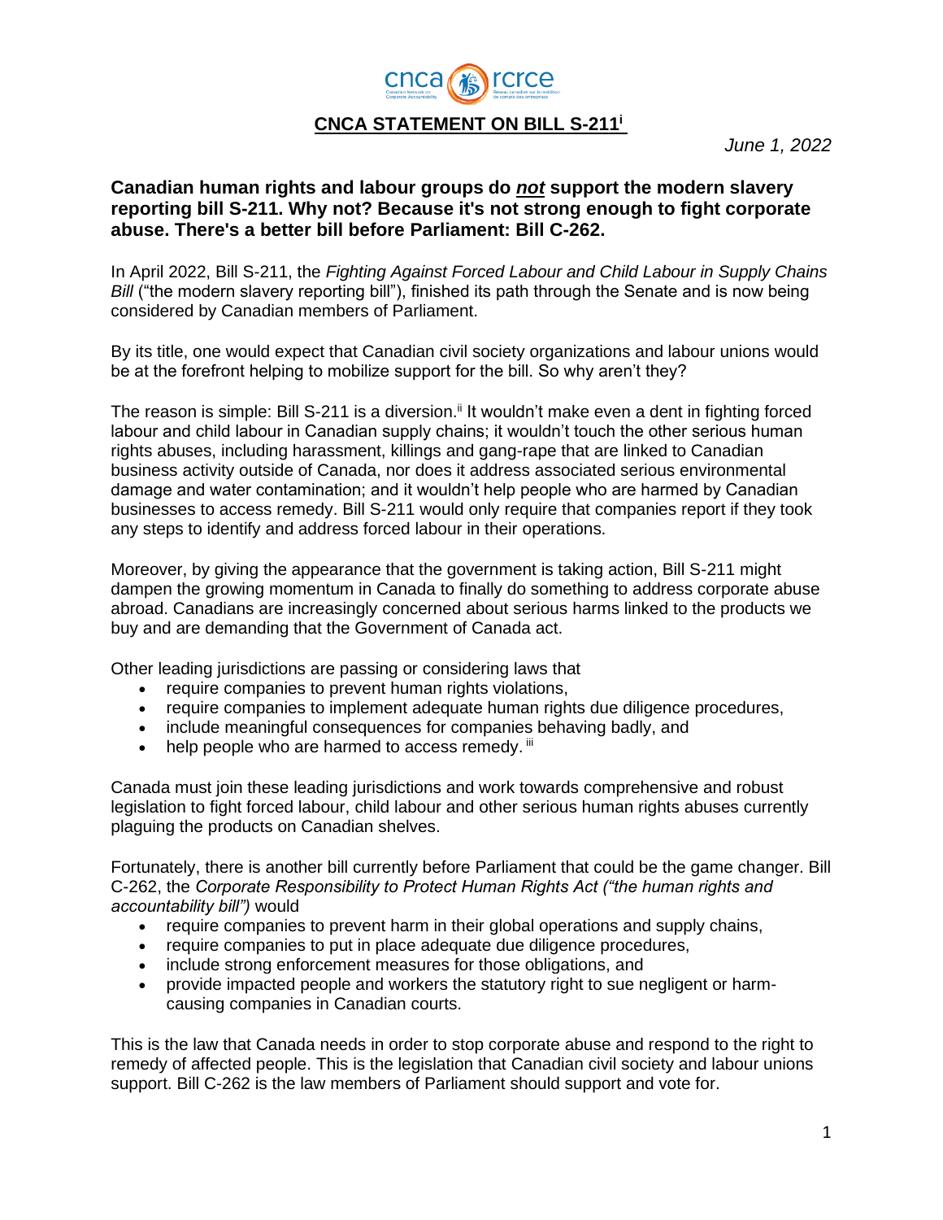# CNCA STATEMENT ON BILL S-211[i]

*June 1, 2022*

**Canadian human rights and labour groups do _not_ support the modern slavery reporting bill S-211. Why not? Because it's not strong enough to fight corporate abuse. There's a better bill before Parliament: Bill C-262.**

In April 2022, Bill S-211, the *Fighting Against Forced Labour and Child Labour in Supply Chains Bill* ("the modern slavery reporting bill"), finished its path through the Senate and is now being considered by Canadian members of Parliament.

By its title, one would expect that Canadian civil society organizations and labour unions would be at the forefront helping to mobilize support for the bill. So why aren't they?

The reason is simple: Bill S-211 is a diversion.[ii] It wouldn't make even a dent in fighting forced labour and child labour in Canadian supply chains; it wouldn't touch the other serious human rights abuses, including harassment, killings and gang-rape that are linked to Canadian business activity outside of Canada, nor does it address associated serious environmental damage and water contamination; and it wouldn't help people who are harmed by Canadian businesses to access remedy. Bill S-211 would only require that companies report if they took any steps to identify and address forced labour in their operations.

Moreover, by giving the appearance that the government is taking action, Bill S-211 might dampen the growing momentum in Canada to finally do something to address corporate abuse abroad. Canadians are increasingly concerned about serious harms linked to the products we buy and are demanding that the Government of Canada act.

Other leading jurisdictions are passing or considering laws that

- require companies to prevent human rights violations,
- require companies to implement adequate human rights due diligence procedures,
- include meaningful consequences for companies behaving badly, and
- help people who are harmed to access remedy.[iii]

Canada must join these leading jurisdictions and work towards comprehensive and robust legislation to fight forced labour, child labour and other serious human rights abuses currently plaguing the products on Canadian shelves.

Fortunately, there is another bill currently before Parliament that could be the game changer. Bill C-262, the *Corporate Responsibility to Protect Human Rights Act ("the human rights and accountability bill")* would

- require companies to prevent harm in their global operations and supply chains,
- require companies to put in place adequate due diligence procedures,
- include strong enforcement measures for those obligations, and
- provide impacted people and workers the statutory right to sue negligent or harm-causing companies in Canadian courts.

This is the law that Canada needs in order to stop corporate abuse and respond to the right to remedy of affected people. This is the legislation that Canadian civil society and labour unions support. Bill C-262 is the law members of Parliament should support and vote for.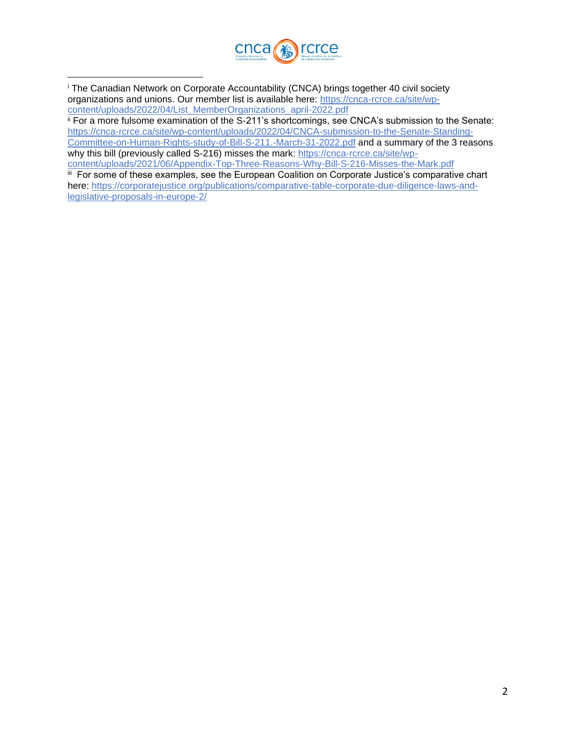[i] The Canadian Network on Corporate Accountability (CNCA) brings together 40 civil society organizations and unions. Our member list is available here: https://cnca-rcrce.ca/site/wp-content/uploads/2022/04/List_MemberOrganizations_april-2022.pdf

[ii] For a more fulsome examination of the S-211's shortcomings, see CNCA's submission to the Senate: https://cnca-rcrce.ca/site/wp-content/uploads/2022/04/CNCA-submission-to-the-Senate-Standing-Committee-on-Human-Rights-study-of-Bill-S-211.-March-31-2022.pdf and a summary of the 3 reasons why this bill (previously called S-216) misses the mark: https://cnca-rcrce.ca/site/wp-content/uploads/2021/06/Appendix-Top-Three-Reasons-Why-Bill-S-216-Misses-the-Mark.pdf

[iii] For some of these examples, see the European Coalition on Corporate Justice's comparative chart here: https://corporatejustice.org/publications/comparative-table-corporate-due-diligence-laws-and-legislative-proposals-in-europe-2/